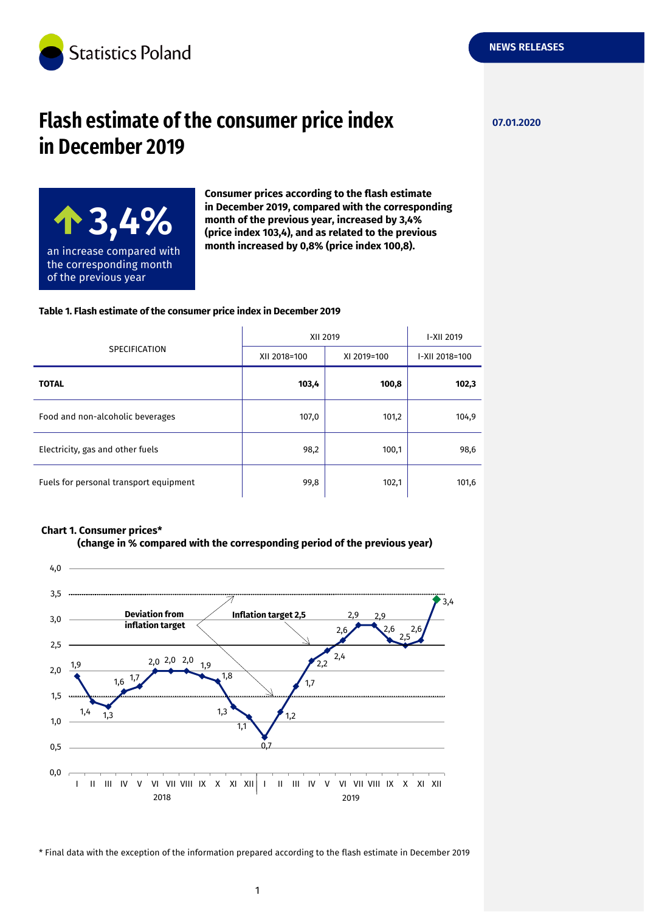Statistics Poland

NEWS RELEASES

07.01.2020

# Flash estimate of the consumer price index in December 2019

**3,4%**

an increase compared with the corresponding month of the previous year

**Consumer prices according to the flash estimate in December 2019, compared with the corresponding month of the previous year, increased by 3,4% (price index 103,4), and as related to the previous month increased by 0,8% (price index 100,8).**

**Table 1. Flash estimate of the consumer price index in December 2019**

| SPECIFICATION | XII 2019 | | I-XII 2019 |
|---|---|---|---|
| | XII 2018=100 | XI 2019=100 | I-XII 2018=100 |
| **TOTAL** | **103,4** | **100,8** | **102,3** |
| Food and non-alcoholic beverages | 107,0 | 101,2 | 104,9 |
| Electricity, gas and other fuels | 98,2 | 100,1 | 98,6 |
| Fuels for personal transport equipment | 99,8 | 102,1 | 101,6 |

**Chart 1. Consumer prices\***
**(change in % compared with the corresponding period of the previous year)**

| Month | 2018 | 2019 |
|---|---|---|
| I | 1,9 | 0,7 |
| II | 1,4 | 1,2 |
| III | 1,3 | 1,7 |
| IV | 1,6 | 2,2 |
| V | 1,7 | 2,4 |
| VI | 2,0 | 2,6 |
| VII | 2,0 | 2,9 |
| VIII | 2,0 | 2,9 |
| IX | 1,9 | 2,6 |
| X | 1,8 | 2,5 |
| XI | 1,3 | 2,6 |
| XII | 1,1 | 3,4 |

Inflation target 2,5; Deviation from inflation target (1,5–3,5)

\* Final data with the exception of the information prepared according to the flash estimate in December 2019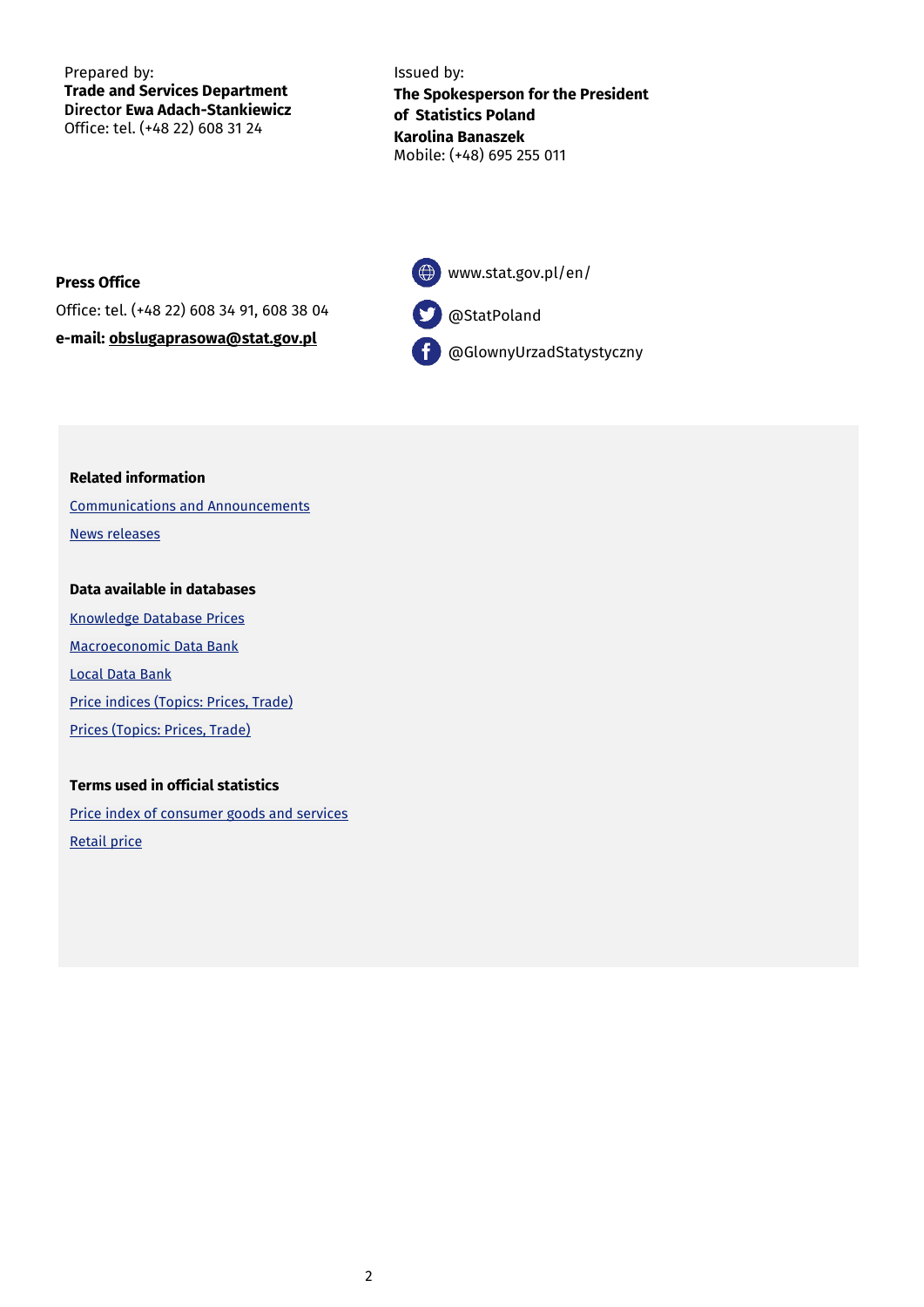Prepared by:
**Trade and Services Department**
**Director Ewa Adach-Stankiewicz**
Office: tel. (+48 22) 608 31 24

Issued by:
**The Spokesperson for the President of Statistics Poland**
**Karolina Banaszek**
Mobile: (+48) 695 255 011

**Press Office**

Office: tel. (+48 22) 608 34 91, 608 38 04

**e-mail: obslugaprasowa@stat.gov.pl**

www.stat.gov.pl/en/

@StatPoland

@GlownyUrzadStatystyczny

**Related information**

Communications and Announcements

News releases

**Data available in databases**

Knowledge Database Prices

Macroeconomic Data Bank

Local Data Bank

Price indices (Topics: Prices, Trade)

Prices (Topics: Prices, Trade)

**Terms used in official statistics**

Price index of consumer goods and services

Retail price